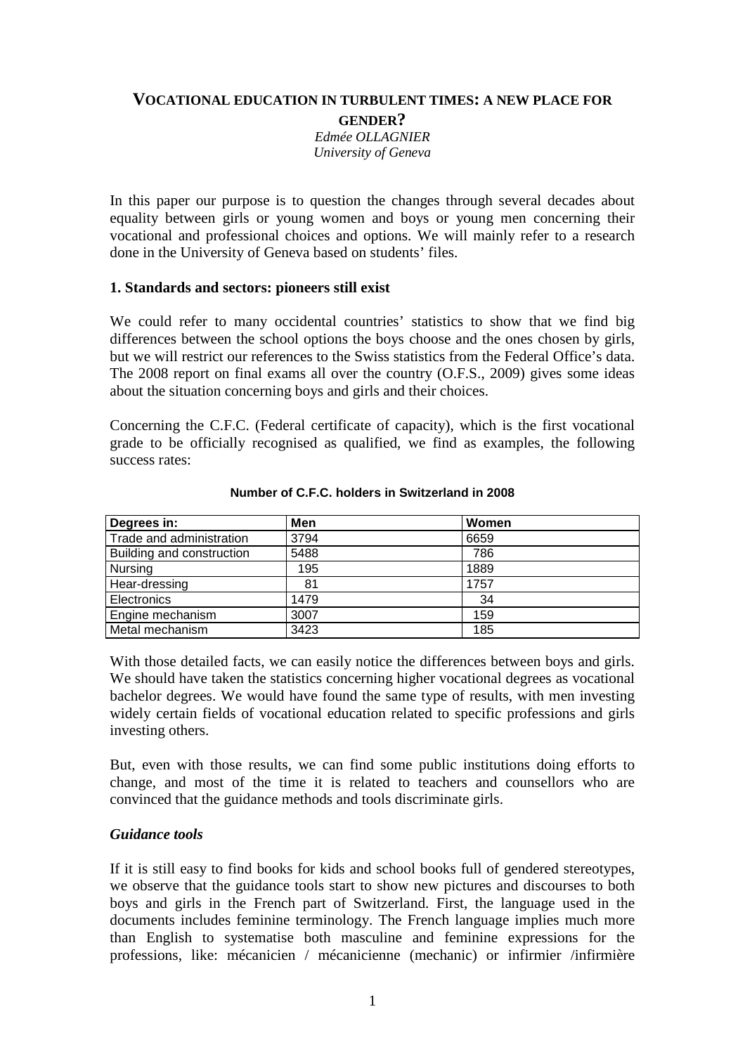# VOCATIONAL EDUCATION IN TURBULENT TIMES: A NEW PLACE FOR GENDER?

*Edmée OLLAGNIER*
*University of Geneva*

In this paper our purpose is to question the changes through several decades about equality between girls or young women and boys or young men concerning their vocational and professional choices and options. We will mainly refer to a research done in the University of Geneva based on students' files.

## 1. Standards and sectors: pioneers still exist

We could refer to many occidental countries' statistics to show that we find big differences between the school options the boys choose and the ones chosen by girls, but we will restrict our references to the Swiss statistics from the Federal Office's data. The 2008 report on final exams all over the country (O.F.S., 2009) gives some ideas about the situation concerning boys and girls and their choices.

Concerning the C.F.C. (Federal certificate of capacity), which is the first vocational grade to be officially recognised as qualified, we find as examples, the following success rates:

**Number of C.F.C. holders in Switzerland in 2008**

| Degrees in: | Men | Women |
|---|---|---|
| Trade and administration | 3794 | 6659 |
| Building and construction | 5488 | 786 |
| Nursing | 195 | 1889 |
| Hear-dressing | 81 | 1757 |
| Electronics | 1479 | 34 |
| Engine mechanism | 3007 | 159 |
| Metal mechanism | 3423 | 185 |

With those detailed facts, we can easily notice the differences between boys and girls. We should have taken the statistics concerning higher vocational degrees as vocational bachelor degrees. We would have found the same type of results, with men investing widely certain fields of vocational education related to specific professions and girls investing others.

But, even with those results, we can find some public institutions doing efforts to change, and most of the time it is related to teachers and counsellors who are convinced that the guidance methods and tools discriminate girls.

### *Guidance tools*

If it is still easy to find books for kids and school books full of gendered stereotypes, we observe that the guidance tools start to show new pictures and discourses to both boys and girls in the French part of Switzerland. First, the language used in the documents includes feminine terminology. The French language implies much more than English to systematise both masculine and feminine expressions for the professions, like: mécanicien / mécanicienne (mechanic) or infirmier /infirmière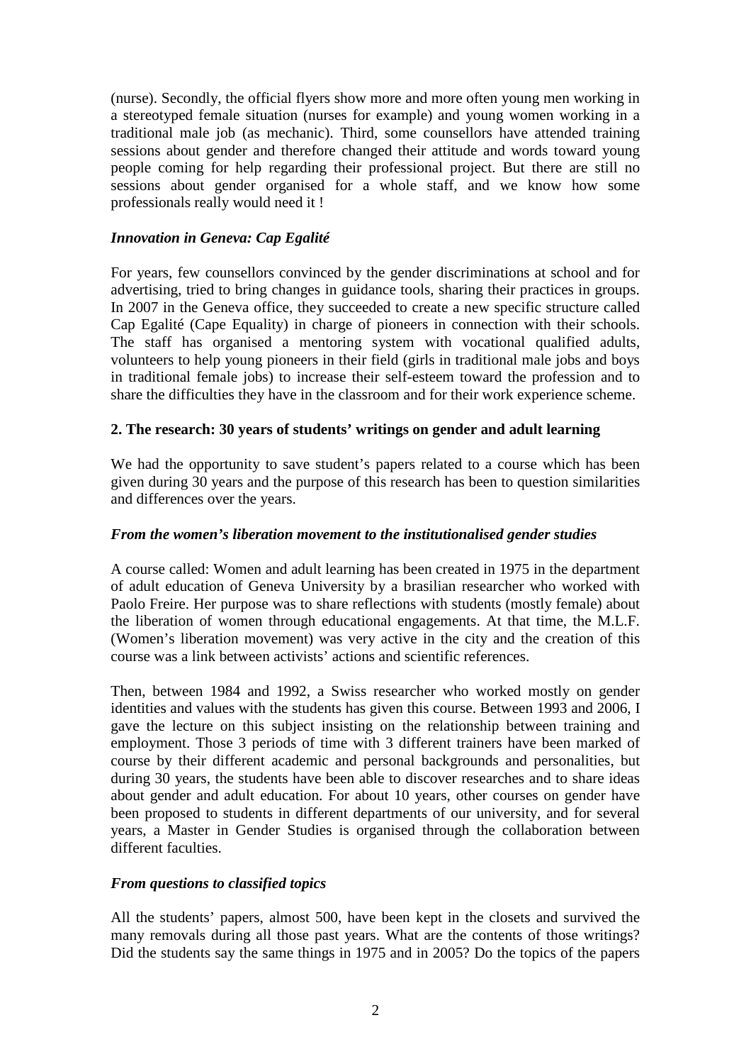(nurse). Secondly, the official flyers show more and more often young men working in a stereotyped female situation (nurses for example) and young women working in a traditional male job (as mechanic). Third, some counsellors have attended training sessions about gender and therefore changed their attitude and words toward young people coming for help regarding their professional project. But there are still no sessions about gender organised for a whole staff, and we know how some professionals really would need it !

### *Innovation in Geneva: Cap Egalité*

For years, few counsellors convinced by the gender discriminations at school and for advertising, tried to bring changes in guidance tools, sharing their practices in groups. In 2007 in the Geneva office, they succeeded to create a new specific structure called Cap Egalité (Cape Equality) in charge of pioneers in connection with their schools. The staff has organised a mentoring system with vocational qualified adults, volunteers to help young pioneers in their field (girls in traditional male jobs and boys in traditional female jobs) to increase their self-esteem toward the profession and to share the difficulties they have in the classroom and for their work experience scheme.

## 2. The research: 30 years of students' writings on gender and adult learning

We had the opportunity to save student's papers related to a course which has been given during 30 years and the purpose of this research has been to question similarities and differences over the years.

### *From the women's liberation movement to the institutionalised gender studies*

A course called: Women and adult learning has been created in 1975 in the department of adult education of Geneva University by a brasilian researcher who worked with Paolo Freire. Her purpose was to share reflections with students (mostly female) about the liberation of women through educational engagements. At that time, the M.L.F. (Women's liberation movement) was very active in the city and the creation of this course was a link between activists' actions and scientific references.

Then, between 1984 and 1992, a Swiss researcher who worked mostly on gender identities and values with the students has given this course. Between 1993 and 2006, I gave the lecture on this subject insisting on the relationship between training and employment. Those 3 periods of time with 3 different trainers have been marked of course by their different academic and personal backgrounds and personalities, but during 30 years, the students have been able to discover researches and to share ideas about gender and adult education. For about 10 years, other courses on gender have been proposed to students in different departments of our university, and for several years, a Master in Gender Studies is organised through the collaboration between different faculties.

### *From questions to classified topics*

All the students' papers, almost 500, have been kept in the closets and survived the many removals during all those past years. What are the contents of those writings? Did the students say the same things in 1975 and in 2005? Do the topics of the papers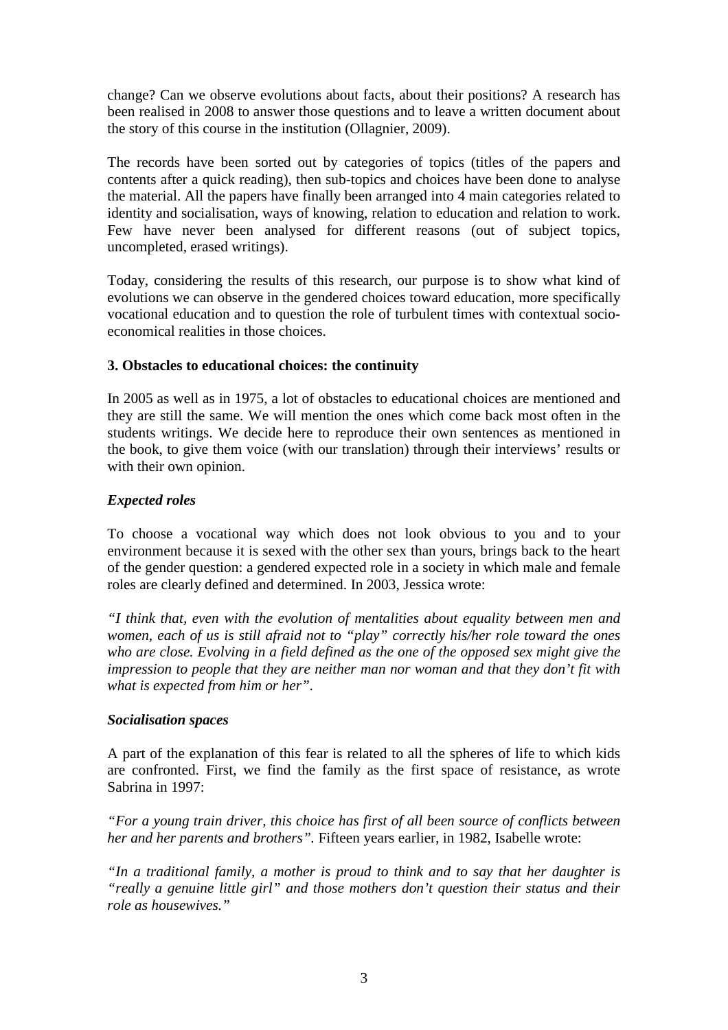change? Can we observe evolutions about facts, about their positions? A research has been realised in 2008 to answer those questions and to leave a written document about the story of this course in the institution (Ollagnier, 2009).

The records have been sorted out by categories of topics (titles of the papers and contents after a quick reading), then sub-topics and choices have been done to analyse the material. All the papers have finally been arranged into 4 main categories related to identity and socialisation, ways of knowing, relation to education and relation to work. Few have never been analysed for different reasons (out of subject topics, uncompleted, erased writings).

Today, considering the results of this research, our purpose is to show what kind of evolutions we can observe in the gendered choices toward education, more specifically vocational education and to question the role of turbulent times with contextual socio-economical realities in those choices.

### 3. Obstacles to educational choices: the continuity

In 2005 as well as in 1975, a lot of obstacles to educational choices are mentioned and they are still the same. We will mention the ones which come back most often in the students writings. We decide here to reproduce their own sentences as mentioned in the book, to give them voice (with our translation) through their interviews' results or with their own opinion.

#### *Expected roles*

To choose a vocational way which does not look obvious to you and to your environment because it is sexed with the other sex than yours, brings back to the heart of the gender question: a gendered expected role in a society in which male and female roles are clearly defined and determined. In 2003, Jessica wrote:

*"I think that, even with the evolution of mentalities about equality between men and women, each of us is still afraid not to "play" correctly his/her role toward the ones who are close. Evolving in a field defined as the one of the opposed sex might give the impression to people that they are neither man nor woman and that they don't fit with what is expected from him or her".*

#### *Socialisation spaces*

A part of the explanation of this fear is related to all the spheres of life to which kids are confronted. First, we find the family as the first space of resistance, as wrote Sabrina in 1997:

*"For a young train driver, this choice has first of all been source of conflicts between her and her parents and brothers".* Fifteen years earlier, in 1982, Isabelle wrote:

*"In a traditional family, a mother is proud to think and to say that her daughter is "really a genuine little girl" and those mothers don't question their status and their role as housewives."*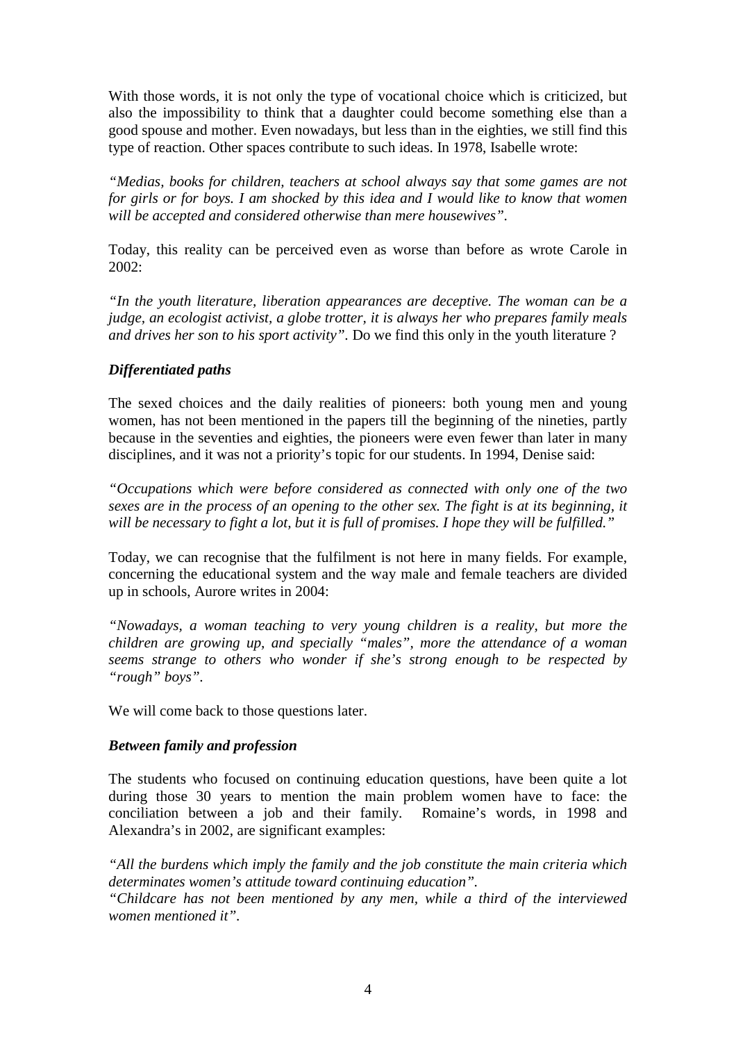With those words, it is not only the type of vocational choice which is criticized, but also the impossibility to think that a daughter could become something else than a good spouse and mother. Even nowadays, but less than in the eighties, we still find this type of reaction. Other spaces contribute to such ideas. In 1978, Isabelle wrote:

*"Medias, books for children, teachers at school always say that some games are not for girls or for boys. I am shocked by this idea and I would like to know that women will be accepted and considered otherwise than mere housewives".*

Today, this reality can be perceived even as worse than before as wrote Carole in 2002:

*"In the youth literature, liberation appearances are deceptive. The woman can be a judge, an ecologist activist, a globe trotter, it is always her who prepares family meals and drives her son to his sport activity".* Do we find this only in the youth literature ?

### *Differentiated paths*

The sexed choices and the daily realities of pioneers: both young men and young women, has not been mentioned in the papers till the beginning of the nineties, partly because in the seventies and eighties, the pioneers were even fewer than later in many disciplines, and it was not a priority's topic for our students. In 1994, Denise said:

*"Occupations which were before considered as connected with only one of the two sexes are in the process of an opening to the other sex. The fight is at its beginning, it will be necessary to fight a lot, but it is full of promises. I hope they will be fulfilled."*

Today, we can recognise that the fulfilment is not here in many fields. For example, concerning the educational system and the way male and female teachers are divided up in schools, Aurore writes in 2004:

*"Nowadays, a woman teaching to very young children is a reality, but more the children are growing up, and specially "males", more the attendance of a woman seems strange to others who wonder if she's strong enough to be respected by "rough" boys".*

We will come back to those questions later.

### *Between family and profession*

The students who focused on continuing education questions, have been quite a lot during those 30 years to mention the main problem women have to face: the conciliation between a job and their family. Romaine's words, in 1998 and Alexandra's in 2002, are significant examples:

*"All the burdens which imply the family and the job constitute the main criteria which determinates women's attitude toward continuing education".*
*"Childcare has not been mentioned by any men, while a third of the interviewed women mentioned it".*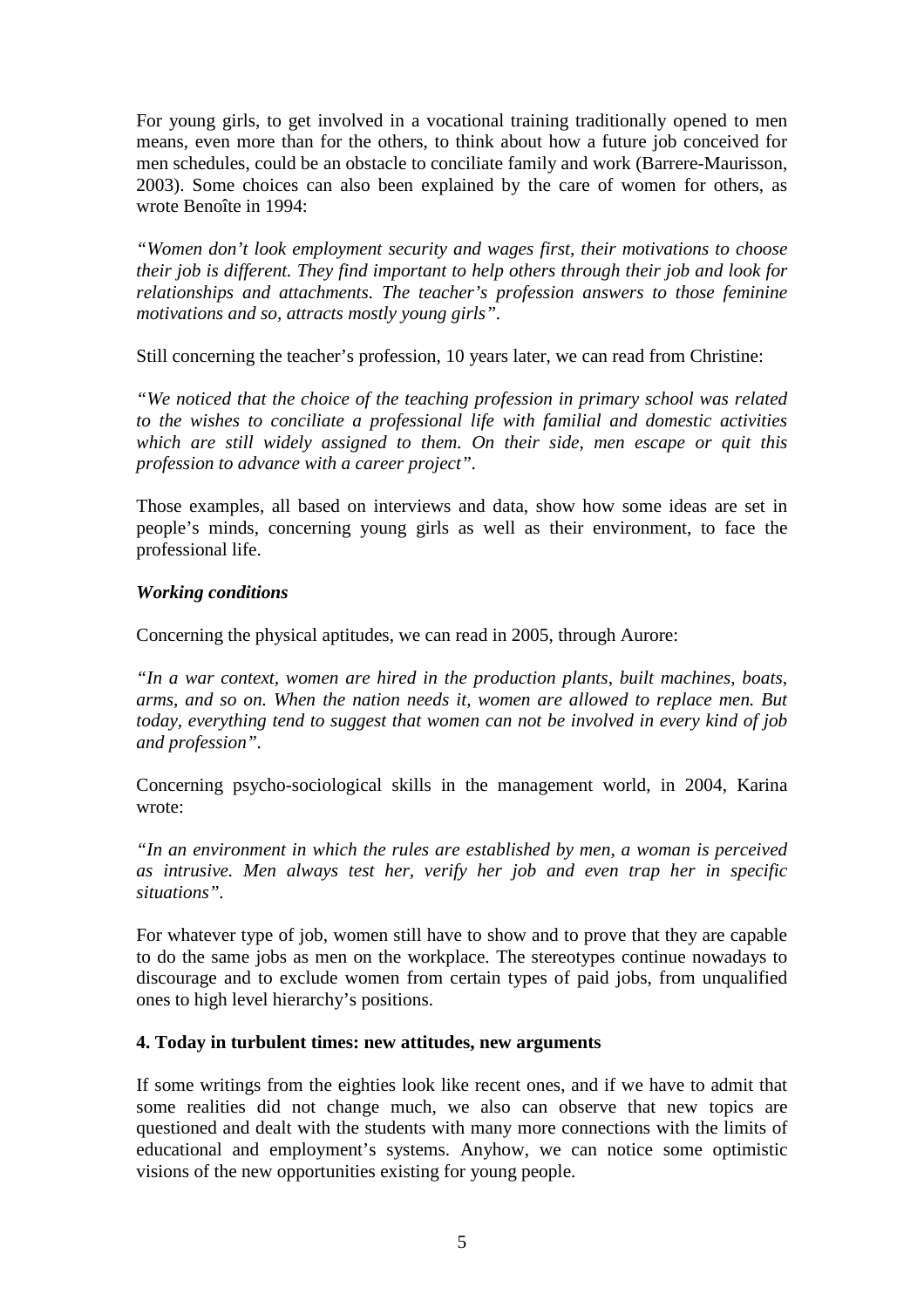For young girls, to get involved in a vocational training traditionally opened to men means, even more than for the others, to think about how a future job conceived for men schedules, could be an obstacle to conciliate family and work (Barrere-Maurisson, 2003). Some choices can also been explained by the care of women for others, as wrote Benoîte in 1994:

*"Women don't look employment security and wages first, their motivations to choose their job is different. They find important to help others through their job and look for relationships and attachments. The teacher's profession answers to those feminine motivations and so, attracts mostly young girls".*

Still concerning the teacher's profession, 10 years later, we can read from Christine:

*"We noticed that the choice of the teaching profession in primary school was related to the wishes to conciliate a professional life with familial and domestic activities which are still widely assigned to them. On their side, men escape or quit this profession to advance with a career project".*

Those examples, all based on interviews and data, show how some ideas are set in people's minds, concerning young girls as well as their environment, to face the professional life.

***Working conditions***

Concerning the physical aptitudes, we can read in 2005, through Aurore:

*"In a war context, women are hired in the production plants, built machines, boats, arms, and so on. When the nation needs it, women are allowed to replace men. But today, everything tend to suggest that women can not be involved in every kind of job and profession".*

Concerning psycho-sociological skills in the management world, in 2004, Karina wrote:

*"In an environment in which the rules are established by men, a woman is perceived as intrusive. Men always test her, verify her job and even trap her in specific situations".*

For whatever type of job, women still have to show and to prove that they are capable to do the same jobs as men on the workplace. The stereotypes continue nowadays to discourage and to exclude women from certain types of paid jobs, from unqualified ones to high level hierarchy's positions.

## 4. Today in turbulent times: new attitudes, new arguments

If some writings from the eighties look like recent ones, and if we have to admit that some realities did not change much, we also can observe that new topics are questioned and dealt with the students with many more connections with the limits of educational and employment's systems. Anyhow, we can notice some optimistic visions of the new opportunities existing for young people.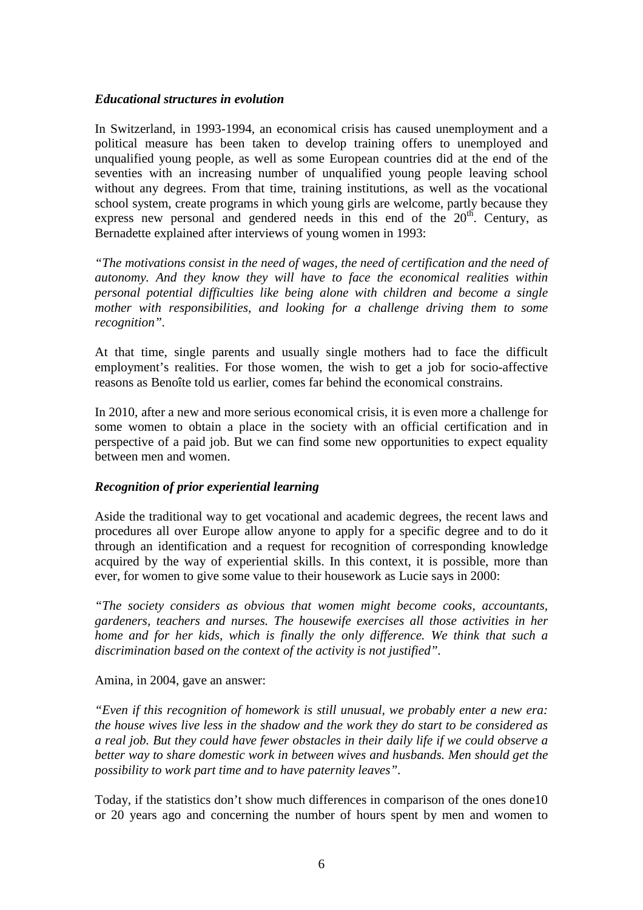***Educational structures in evolution***

In Switzerland, in 1993-1994, an economical crisis has caused unemployment and a political measure has been taken to develop training offers to unemployed and unqualified young people, as well as some European countries did at the end of the seventies with an increasing number of unqualified young people leaving school without any degrees. From that time, training institutions, as well as the vocational school system, create programs in which young girls are welcome, partly because they express new personal and gendered needs in this end of the 20th. Century, as Bernadette explained after interviews of young women in 1993:

*"The motivations consist in the need of wages, the need of certification and the need of autonomy. And they know they will have to face the economical realities within personal potential difficulties like being alone with children and become a single mother with responsibilities, and looking for a challenge driving them to some recognition".*

At that time, single parents and usually single mothers had to face the difficult employment's realities. For those women, the wish to get a job for socio-affective reasons as Benoîte told us earlier, comes far behind the economical constrains.

In 2010, after a new and more serious economical crisis, it is even more a challenge for some women to obtain a place in the society with an official certification and in perspective of a paid job. But we can find some new opportunities to expect equality between men and women.

***Recognition of prior experiential learning***

Aside the traditional way to get vocational and academic degrees, the recent laws and procedures all over Europe allow anyone to apply for a specific degree and to do it through an identification and a request for recognition of corresponding knowledge acquired by the way of experiential skills. In this context, it is possible, more than ever, for women to give some value to their housework as Lucie says in 2000:

*"The society considers as obvious that women might become cooks, accountants, gardeners, teachers and nurses. The housewife exercises all those activities in her home and for her kids, which is finally the only difference. We think that such a discrimination based on the context of the activity is not justified".*

Amina, in 2004, gave an answer:

*"Even if this recognition of homework is still unusual, we probably enter a new era: the house wives live less in the shadow and the work they do start to be considered as a real job. But they could have fewer obstacles in their daily life if we could observe a better way to share domestic work in between wives and husbands. Men should get the possibility to work part time and to have paternity leaves".*

Today, if the statistics don't show much differences in comparison of the ones done10 or 20 years ago and concerning the number of hours spent by men and women to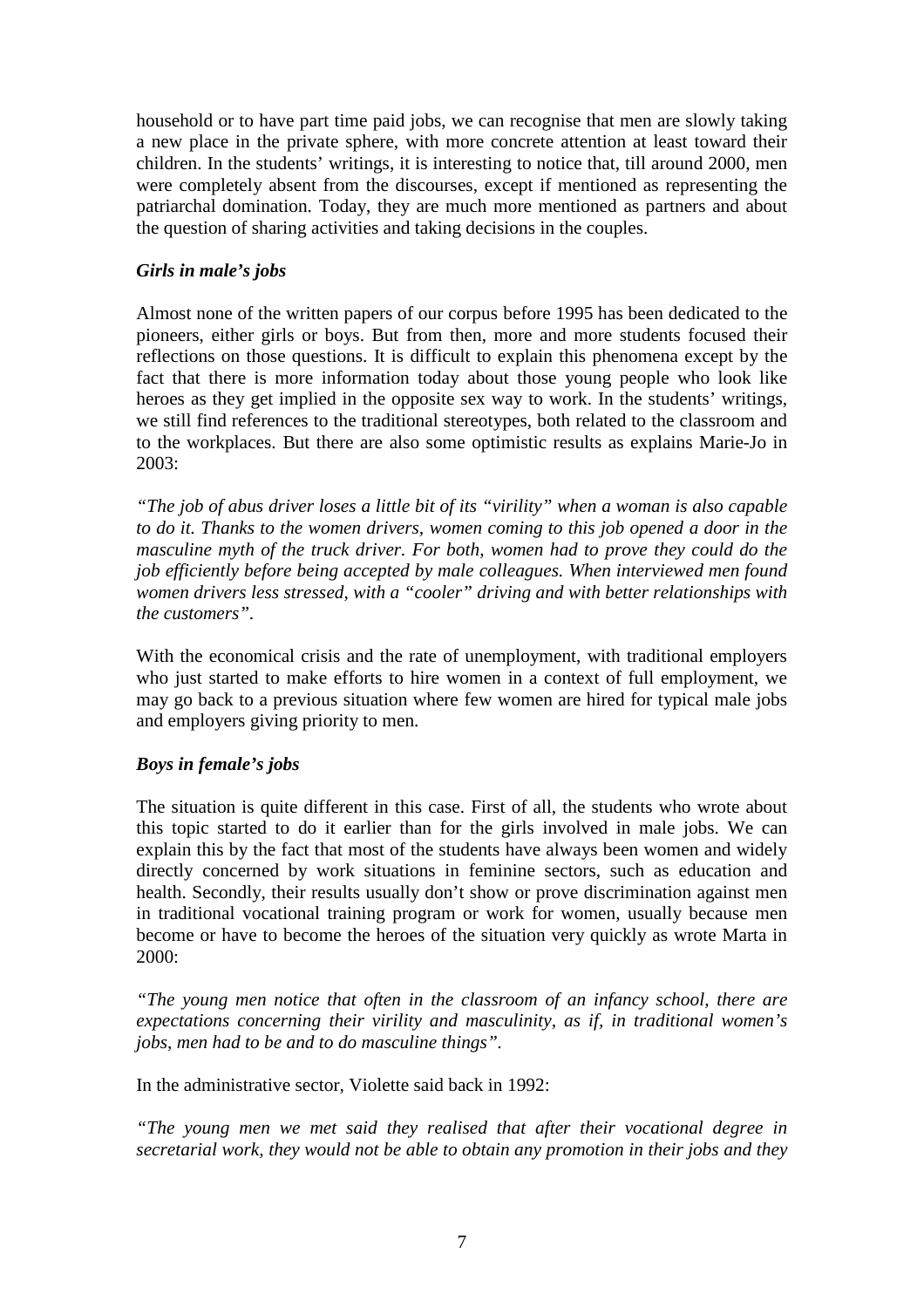household or to have part time paid jobs, we can recognise that men are slowly taking a new place in the private sphere, with more concrete attention at least toward their children. In the students' writings, it is interesting to notice that, till around 2000, men were completely absent from the discourses, except if mentioned as representing the patriarchal domination. Today, they are much more mentioned as partners and about the question of sharing activities and taking decisions in the couples.

### *Girls in male's jobs*

Almost none of the written papers of our corpus before 1995 has been dedicated to the pioneers, either girls or boys. But from then, more and more students focused their reflections on those questions. It is difficult to explain this phenomena except by the fact that there is more information today about those young people who look like heroes as they get implied in the opposite sex way to work. In the students' writings, we still find references to the traditional stereotypes, both related to the classroom and to the workplaces. But there are also some optimistic results as explains Marie-Jo in 2003:

*"The job of abus driver loses a little bit of its "virility" when a woman is also capable to do it. Thanks to the women drivers, women coming to this job opened a door in the masculine myth of the truck driver. For both, women had to prove they could do the job efficiently before being accepted by male colleagues. When interviewed men found women drivers less stressed, with a "cooler" driving and with better relationships with the customers".*

With the economical crisis and the rate of unemployment, with traditional employers who just started to make efforts to hire women in a context of full employment, we may go back to a previous situation where few women are hired for typical male jobs and employers giving priority to men.

### *Boys in female's jobs*

The situation is quite different in this case. First of all, the students who wrote about this topic started to do it earlier than for the girls involved in male jobs. We can explain this by the fact that most of the students have always been women and widely directly concerned by work situations in feminine sectors, such as education and health. Secondly, their results usually don't show or prove discrimination against men in traditional vocational training program or work for women, usually because men become or have to become the heroes of the situation very quickly as wrote Marta in 2000:

*"The young men notice that often in the classroom of an infancy school, there are expectations concerning their virility and masculinity, as if, in traditional women's jobs, men had to be and to do masculine things".*

In the administrative sector, Violette said back in 1992:

*"The young men we met said they realised that after their vocational degree in secretarial work, they would not be able to obtain any promotion in their jobs and they*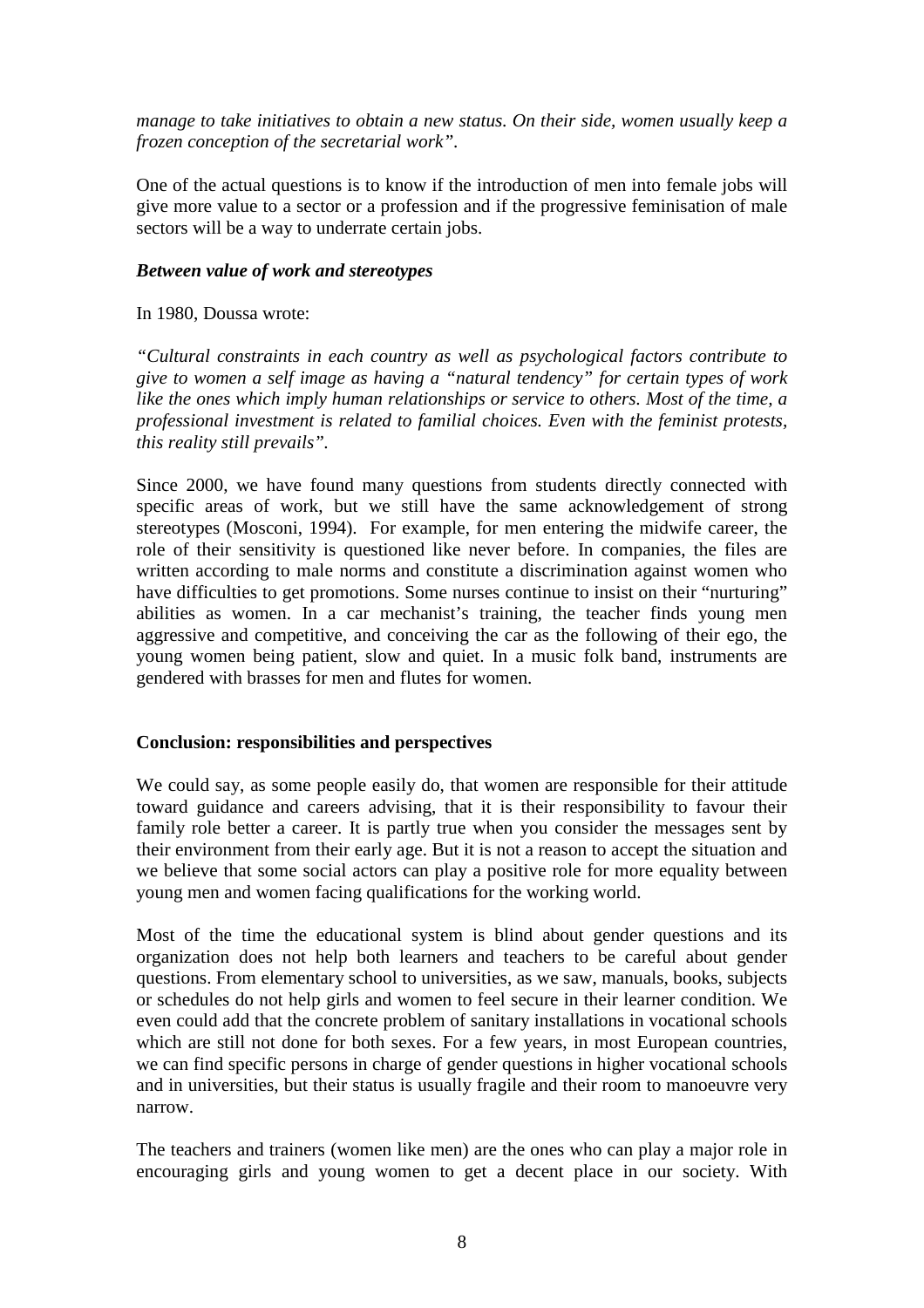*manage to take initiatives to obtain a new status. On their side, women usually keep a frozen conception of the secretarial work".*

One of the actual questions is to know if the introduction of men into female jobs will give more value to a sector or a profession and if the progressive feminisation of male sectors will be a way to underrate certain jobs.

***Between value of work and stereotypes***

In 1980, Doussa wrote:

*"Cultural constraints in each country as well as psychological factors contribute to give to women a self image as having a "natural tendency" for certain types of work like the ones which imply human relationships or service to others. Most of the time, a professional investment is related to familial choices. Even with the feminist protests, this reality still prevails".*

Since 2000, we have found many questions from students directly connected with specific areas of work, but we still have the same acknowledgement of strong stereotypes (Mosconi, 1994). For example, for men entering the midwife career, the role of their sensitivity is questioned like never before. In companies, the files are written according to male norms and constitute a discrimination against women who have difficulties to get promotions. Some nurses continue to insist on their "nurturing" abilities as women. In a car mechanist's training, the teacher finds young men aggressive and competitive, and conceiving the car as the following of their ego, the young women being patient, slow and quiet. In a music folk band, instruments are gendered with brasses for men and flutes for women.

**Conclusion: responsibilities and perspectives**

We could say, as some people easily do, that women are responsible for their attitude toward guidance and careers advising, that it is their responsibility to favour their family role better a career. It is partly true when you consider the messages sent by their environment from their early age. But it is not a reason to accept the situation and we believe that some social actors can play a positive role for more equality between young men and women facing qualifications for the working world.

Most of the time the educational system is blind about gender questions and its organization does not help both learners and teachers to be careful about gender questions. From elementary school to universities, as we saw, manuals, books, subjects or schedules do not help girls and women to feel secure in their learner condition. We even could add that the concrete problem of sanitary installations in vocational schools which are still not done for both sexes. For a few years, in most European countries, we can find specific persons in charge of gender questions in higher vocational schools and in universities, but their status is usually fragile and their room to manoeuvre very narrow.

The teachers and trainers (women like men) are the ones who can play a major role in encouraging girls and young women to get a decent place in our society. With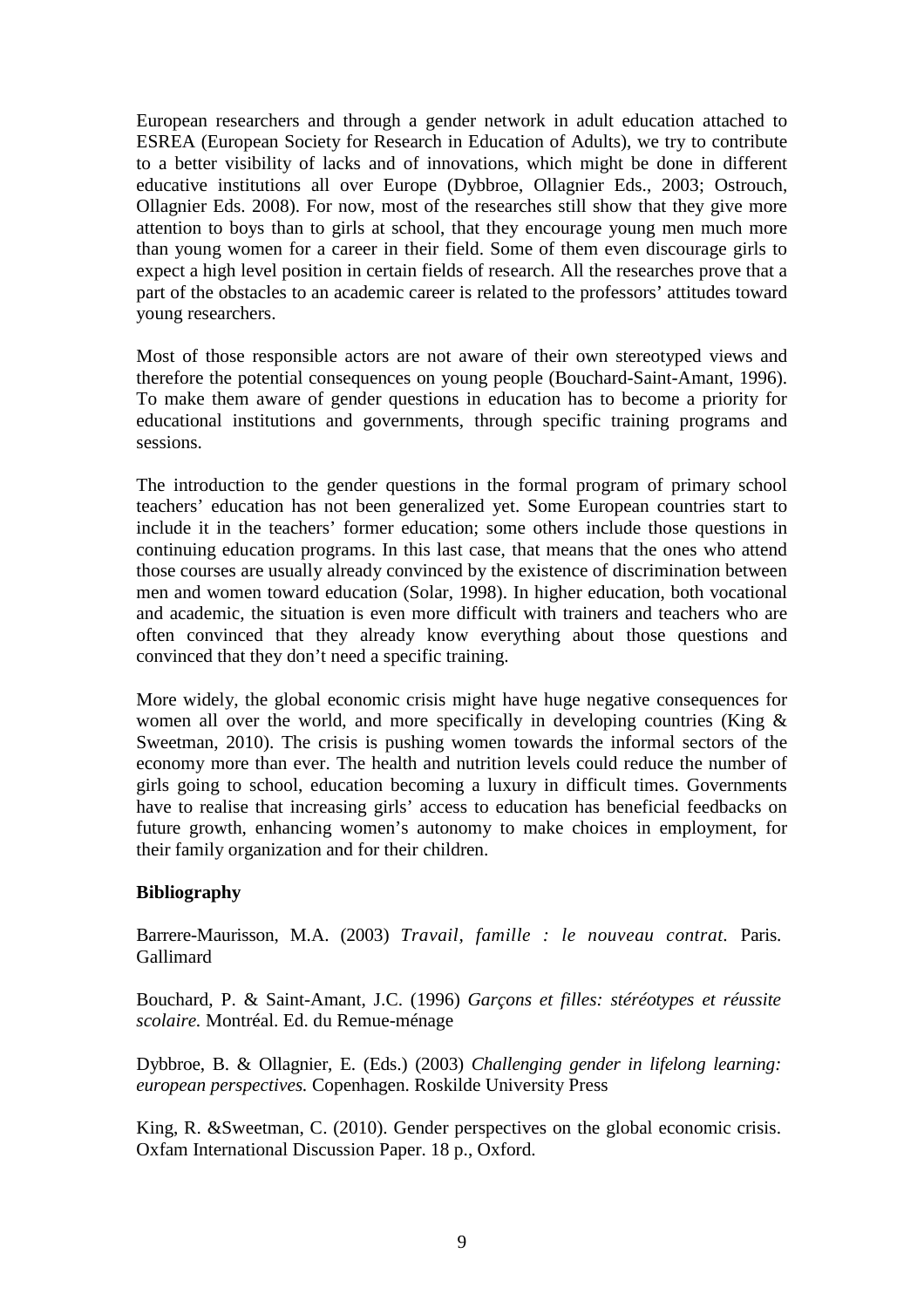European researchers and through a gender network in adult education attached to ESREA (European Society for Research in Education of Adults), we try to contribute to a better visibility of lacks and of innovations, which might be done in different educative institutions all over Europe (Dybbroe, Ollagnier Eds., 2003; Ostrouch, Ollagnier Eds. 2008). For now, most of the researches still show that they give more attention to boys than to girls at school, that they encourage young men much more than young women for a career in their field. Some of them even discourage girls to expect a high level position in certain fields of research. All the researches prove that a part of the obstacles to an academic career is related to the professors' attitudes toward young researchers.

Most of those responsible actors are not aware of their own stereotyped views and therefore the potential consequences on young people (Bouchard-Saint-Amant, 1996). To make them aware of gender questions in education has to become a priority for educational institutions and governments, through specific training programs and sessions.

The introduction to the gender questions in the formal program of primary school teachers' education has not been generalized yet. Some European countries start to include it in the teachers' former education; some others include those questions in continuing education programs. In this last case, that means that the ones who attend those courses are usually already convinced by the existence of discrimination between men and women toward education (Solar, 1998). In higher education, both vocational and academic, the situation is even more difficult with trainers and teachers who are often convinced that they already know everything about those questions and convinced that they don't need a specific training.

More widely, the global economic crisis might have huge negative consequences for women all over the world, and more specifically in developing countries (King & Sweetman, 2010). The crisis is pushing women towards the informal sectors of the economy more than ever. The health and nutrition levels could reduce the number of girls going to school, education becoming a luxury in difficult times. Governments have to realise that increasing girls' access to education has beneficial feedbacks on future growth, enhancing women's autonomy to make choices in employment, for their family organization and for their children.

**Bibliography**

Barrere-Maurisson, M.A. (2003) *Travail, famille : le nouveau contrat.* Paris. Gallimard

Bouchard, P. & Saint-Amant, J.C. (1996) *Garçons et filles: stéréotypes et réussite scolaire.* Montréal. Ed. du Remue-ménage

Dybbroe, B. & Ollagnier, E. (Eds.) (2003) *Challenging gender in lifelong learning: european perspectives.* Copenhagen. Roskilde University Press

King, R. &Sweetman, C. (2010). Gender perspectives on the global economic crisis. Oxfam International Discussion Paper. 18 p., Oxford.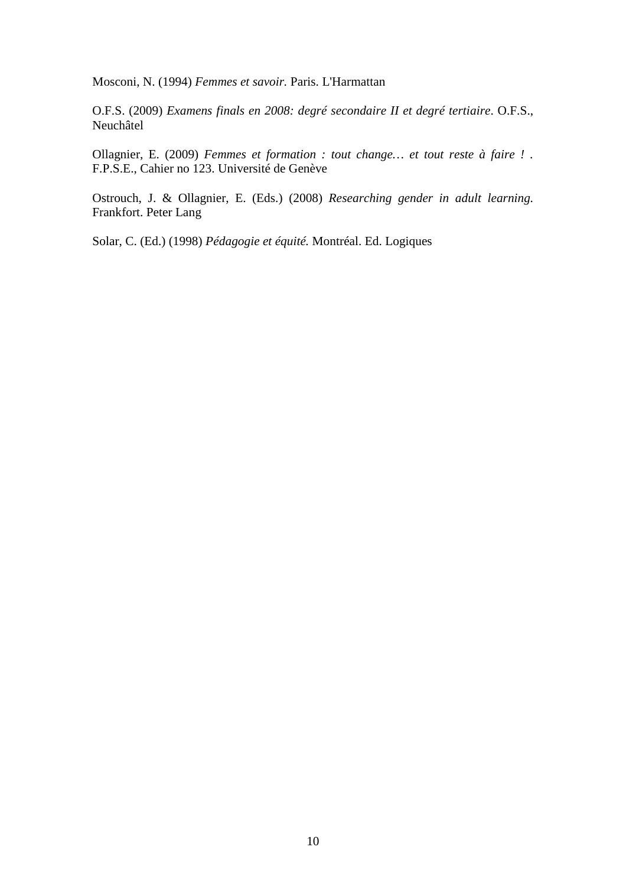Mosconi, N. (1994) *Femmes et savoir.* Paris. L'Harmattan

O.F.S. (2009) *Examens finals en 2008: degré secondaire II et degré tertiaire*. O.F.S., Neuchâtel

Ollagnier, E. (2009) *Femmes et formation : tout change… et tout reste à faire !* . F.P.S.E., Cahier no 123. Université de Genève

Ostrouch, J. & Ollagnier, E. (Eds.) (2008) *Researching gender in adult learning.* Frankfort. Peter Lang

Solar, C. (Ed.) (1998) *Pédagogie et équité.* Montréal. Ed. Logiques